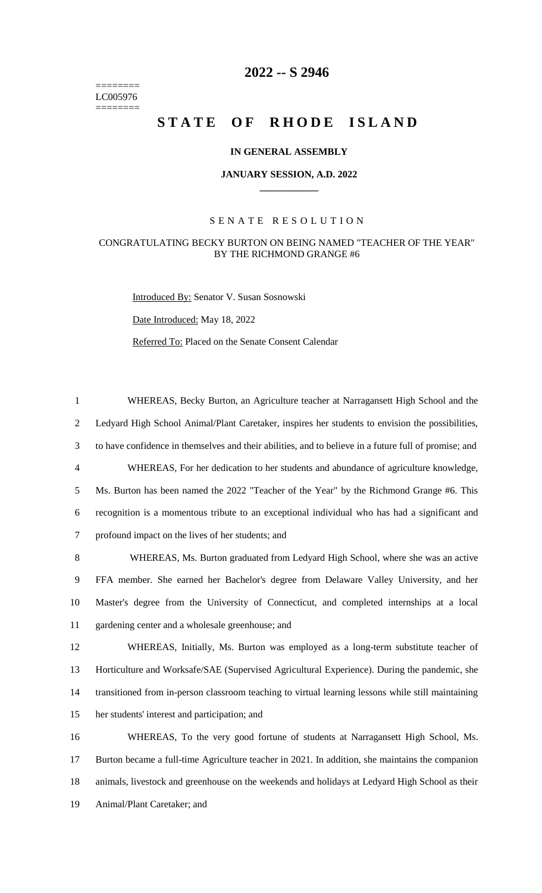# 2022 -- S 2946

========
LC005976
========

# STATE OF RHODE ISLAND

### IN GENERAL ASSEMBLY

### JANUARY SESSION, A.D. 2022

## SENATE RESOLUTION

### CONGRATULATING BECKY BURTON ON BEING NAMED "TEACHER OF THE YEAR" BY THE RICHMOND GRANGE #6

Introduced By: Senator V. Susan Sosnowski

Date Introduced: May 18, 2022

Referred To: Placed on the Senate Consent Calendar

1 WHEREAS, Becky Burton, an Agriculture teacher at Narragansett High School and the
2 Ledyard High School Animal/Plant Caretaker, inspires her students to envision the possibilities,
3 to have confidence in themselves and their abilities, and to believe in a future full of promise; and
4 WHEREAS, For her dedication to her students and abundance of agriculture knowledge,
5 Ms. Burton has been named the 2022 "Teacher of the Year" by the Richmond Grange #6. This
6 recognition is a momentous tribute to an exceptional individual who has had a significant and
7 profound impact on the lives of her students; and
8 WHEREAS, Ms. Burton graduated from Ledyard High School, where she was an active
9 FFA member. She earned her Bachelor's degree from Delaware Valley University, and her
10 Master's degree from the University of Connecticut, and completed internships at a local
11 gardening center and a wholesale greenhouse; and
12 WHEREAS, Initially, Ms. Burton was employed as a long-term substitute teacher of
13 Horticulture and Worksafe/SAE (Supervised Agricultural Experience). During the pandemic, she
14 transitioned from in-person classroom teaching to virtual learning lessons while still maintaining
15 her students' interest and participation; and
16 WHEREAS, To the very good fortune of students at Narragansett High School, Ms.
17 Burton became a full-time Agriculture teacher in 2021. In addition, she maintains the companion
18 animals, livestock and greenhouse on the weekends and holidays at Ledyard High School as their
19 Animal/Plant Caretaker; and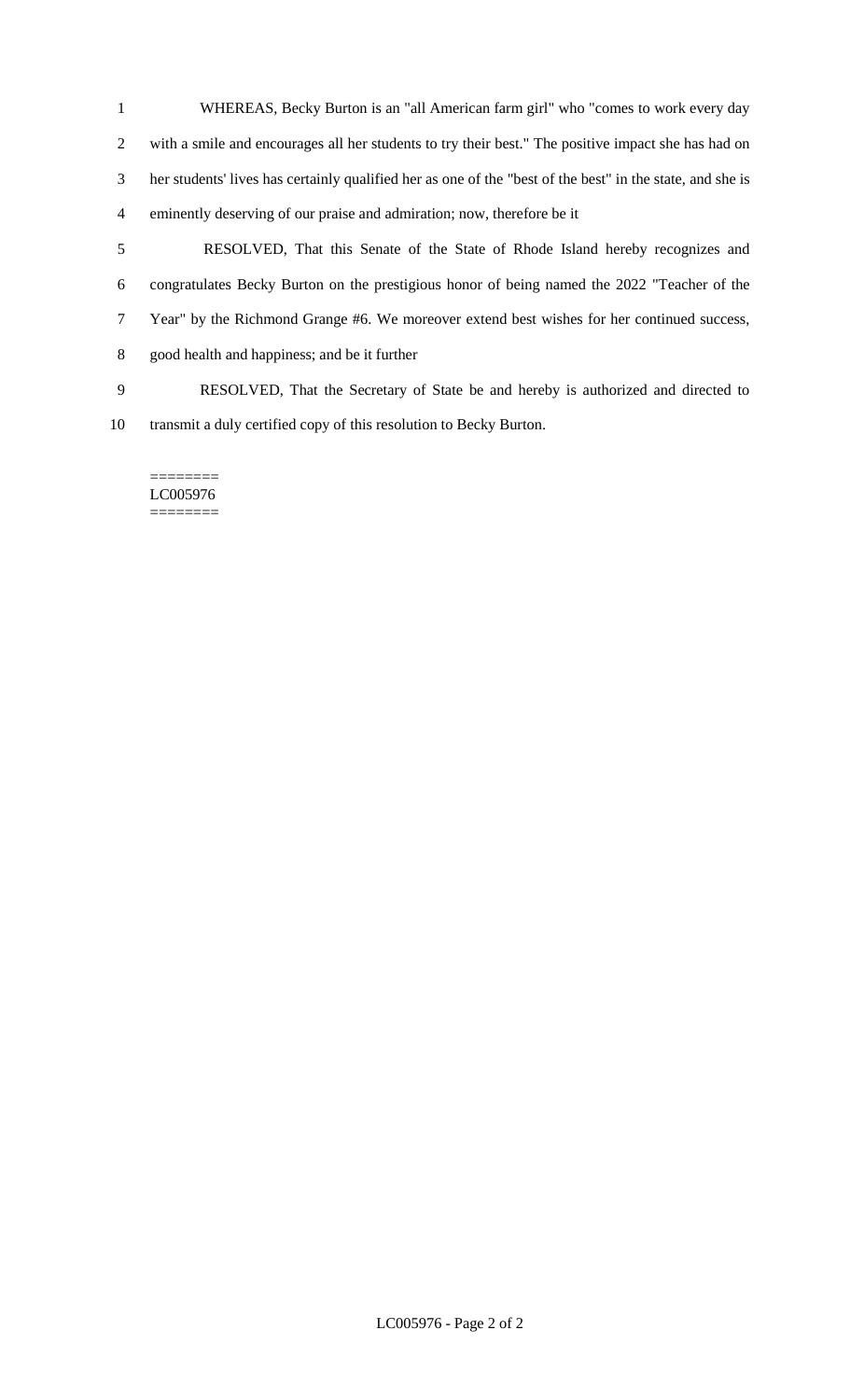WHEREAS, Becky Burton is an "all American farm girl" who "comes to work every day with a smile and encourages all her students to try their best." The positive impact she has had on her students' lives has certainly qualified her as one of the "best of the best" in the state, and she is eminently deserving of our praise and admiration; now, therefore be it

RESOLVED, That this Senate of the State of Rhode Island hereby recognizes and congratulates Becky Burton on the prestigious honor of being named the 2022 "Teacher of the Year" by the Richmond Grange #6. We moreover extend best wishes for her continued success, good health and happiness; and be it further

RESOLVED, That the Secretary of State be and hereby is authorized and directed to transmit a duly certified copy of this resolution to Becky Burton.

========
LC005976
========